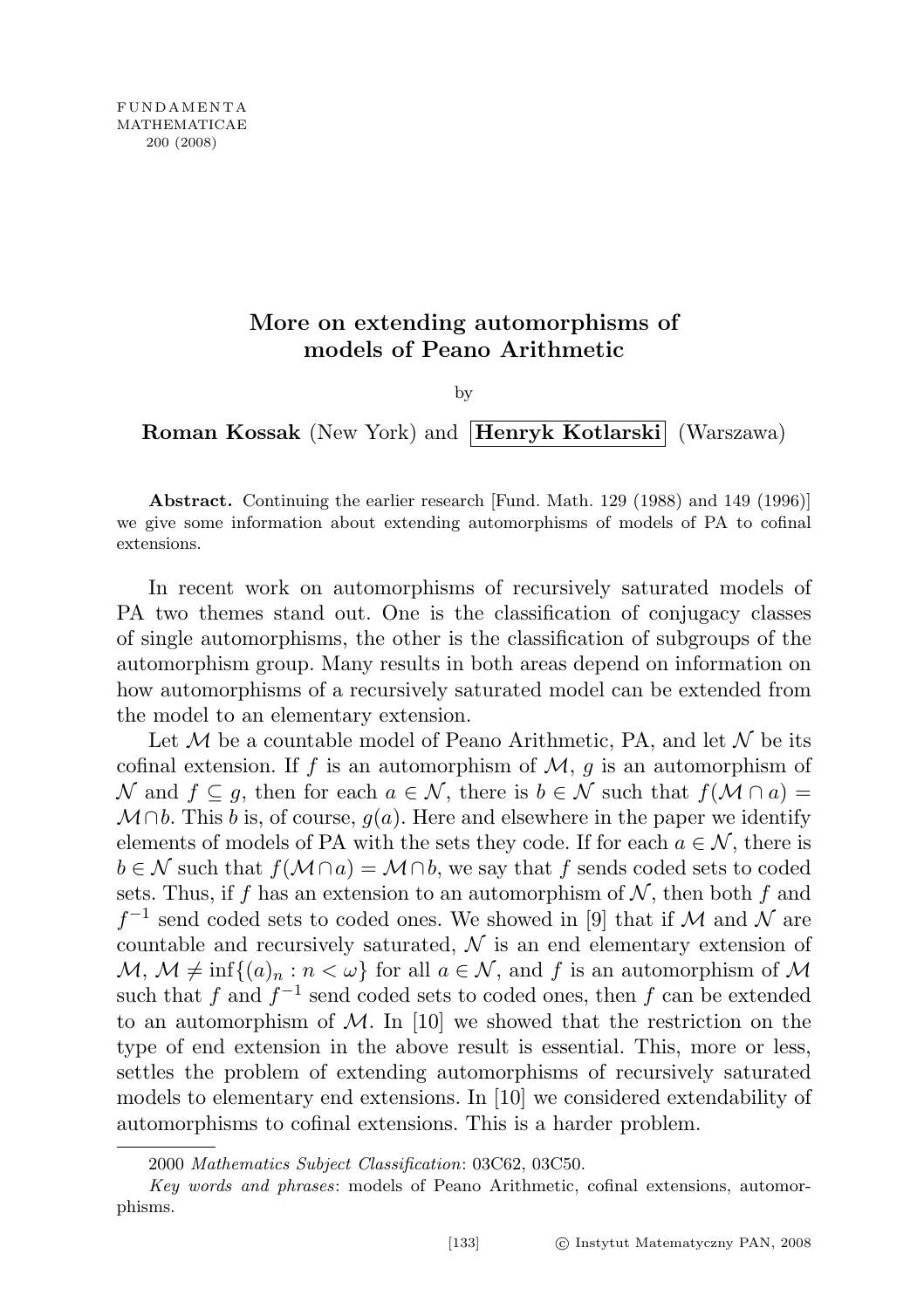FUNDAMENTA
MATHEMATICAE
200 (2008)

# More on extending automorphisms of models of Peano Arithmetic

by

**Roman Kossak** (New York) and **Henryk Kotlarski** (Warszawa)

**Abstract.** Continuing the earlier research [Fund. Math. 129 (1988) and 149 (1996)] we give some information about extending automorphisms of models of PA to cofinal extensions.

In recent work on automorphisms of recursively saturated models of PA two themes stand out. One is the classification of conjugacy classes of single automorphisms, the other is the classification of subgroups of the automorphism group. Many results in both areas depend on information on how automorphisms of a recursively saturated model can be extended from the model to an elementary extension.

Let $\mathcal{M}$ be a countable model of Peano Arithmetic, PA, and let $\mathcal{N}$ be its cofinal extension. If $f$ is an automorphism of $\mathcal{M}$, $g$ is an automorphism of $\mathcal{N}$ and $f \subseteq g$, then for each $a \in \mathcal{N}$, there is $b \in \mathcal{N}$ such that $f(\mathcal{M} \cap a) = \mathcal{M} \cap b$. This $b$ is, of course, $g(a)$. Here and elsewhere in the paper we identify elements of models of PA with the sets they code. If for each $a \in \mathcal{N}$, there is $b \in \mathcal{N}$ such that $f(\mathcal{M} \cap a) = \mathcal{M} \cap b$, we say that $f$ sends coded sets to coded sets. Thus, if $f$ has an extension to an automorphism of $\mathcal{N}$, then both $f$ and $f^{-1}$ send coded sets to coded ones. We showed in [9] that if $\mathcal{M}$ and $\mathcal{N}$ are countable and recursively saturated, $\mathcal{N}$ is an end elementary extension of $\mathcal{M}$, $\mathcal{M} \neq \inf\{(a)_n : n < \omega\}$ for all $a \in \mathcal{N}$, and $f$ is an automorphism of $\mathcal{M}$ such that $f$ and $f^{-1}$ send coded sets to coded ones, then $f$ can be extended to an automorphism of $\mathcal{M}$. In [10] we showed that the restriction on the type of end extension in the above result is essential. This, more or less, settles the problem of extending automorphisms of recursively saturated models to elementary end extensions. In [10] we considered extendability of automorphisms to cofinal extensions. This is a harder problem.

2000 *Mathematics Subject Classification*: 03C62, 03C50.

*Key words and phrases*: models of Peano Arithmetic, cofinal extensions, automorphisms.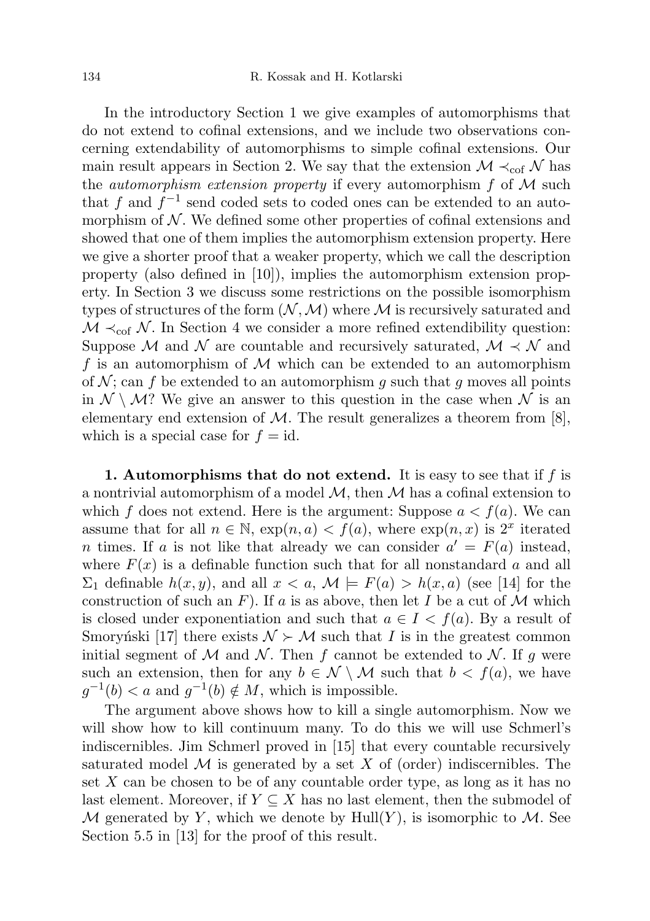In the introductory Section 1 we give examples of automorphisms that do not extend to cofinal extensions, and we include two observations concerning extendability of automorphisms to simple cofinal extensions. Our main result appears in Section 2. We say that the extension $\mathcal{M} \prec_{\mathrm{cof}} \mathcal{N}$ has the *automorphism extension property* if every automorphism $f$ of $\mathcal{M}$ such that $f$ and $f^{-1}$ send coded sets to coded ones can be extended to an automorphism of $\mathcal{N}$. We defined some other properties of cofinal extensions and showed that one of them implies the automorphism extension property. Here we give a shorter proof that a weaker property, which we call the description property (also defined in [10]), implies the automorphism extension property. In Section 3 we discuss some restrictions on the possible isomorphism types of structures of the form $(\mathcal{N}, \mathcal{M})$ where $\mathcal{M}$ is recursively saturated and $\mathcal{M} \prec_{\mathrm{cof}} \mathcal{N}$. In Section 4 we consider a more refined extendibility question: Suppose $\mathcal{M}$ and $\mathcal{N}$ are countable and recursively saturated, $\mathcal{M} \prec \mathcal{N}$ and $f$ is an automorphism of $\mathcal{M}$ which can be extended to an automorphism of $\mathcal{N}$; can $f$ be extended to an automorphism $g$ such that $g$ moves all points in $\mathcal{N} \setminus \mathcal{M}$? We give an answer to this question in the case when $\mathcal{N}$ is an elementary end extension of $\mathcal{M}$. The result generalizes a theorem from [8], which is a special case for $f = \mathrm{id}$.

**1. Automorphisms that do not extend.** It is easy to see that if $f$ is a nontrivial automorphism of a model $\mathcal{M}$, then $\mathcal{M}$ has a cofinal extension to which $f$ does not extend. Here is the argument: Suppose $a < f(a)$. We can assume that for all $n \in \mathbb{N}$, $\exp(n, a) < f(a)$, where $\exp(n, x)$ is $2^x$ iterated $n$ times. If $a$ is not like that already we can consider $a' = F(a)$ instead, where $F(x)$ is a definable function such that for all nonstandard $a$ and all $\Sigma_1$ definable $h(x, y)$, and all $x < a$, $\mathcal{M} \models F(a) > h(x, a)$ (see [14] for the construction of such an $F$). If $a$ is as above, then let $I$ be a cut of $\mathcal{M}$ which is closed under exponentiation and such that $a \in I < f(a)$. By a result of Smoryński [17] there exists $\mathcal{N} \succ \mathcal{M}$ such that $I$ is in the greatest common initial segment of $\mathcal{M}$ and $\mathcal{N}$. Then $f$ cannot be extended to $\mathcal{N}$. If $g$ were such an extension, then for any $b \in \mathcal{N} \setminus \mathcal{M}$ such that $b < f(a)$, we have $g^{-1}(b) < a$ and $g^{-1}(b) \notin M$, which is impossible.

The argument above shows how to kill a single automorphism. Now we will show how to kill continuum many. To do this we will use Schmerl's indiscernibles. Jim Schmerl proved in [15] that every countable recursively saturated model $\mathcal{M}$ is generated by a set $X$ of (order) indiscernibles. The set $X$ can be chosen to be of any countable order type, as long as it has no last element. Moreover, if $Y \subseteq X$ has no last element, then the submodel of $\mathcal{M}$ generated by $Y$, which we denote by $\mathrm{Hull}(Y)$, is isomorphic to $\mathcal{M}$. See Section 5.5 in [13] for the proof of this result.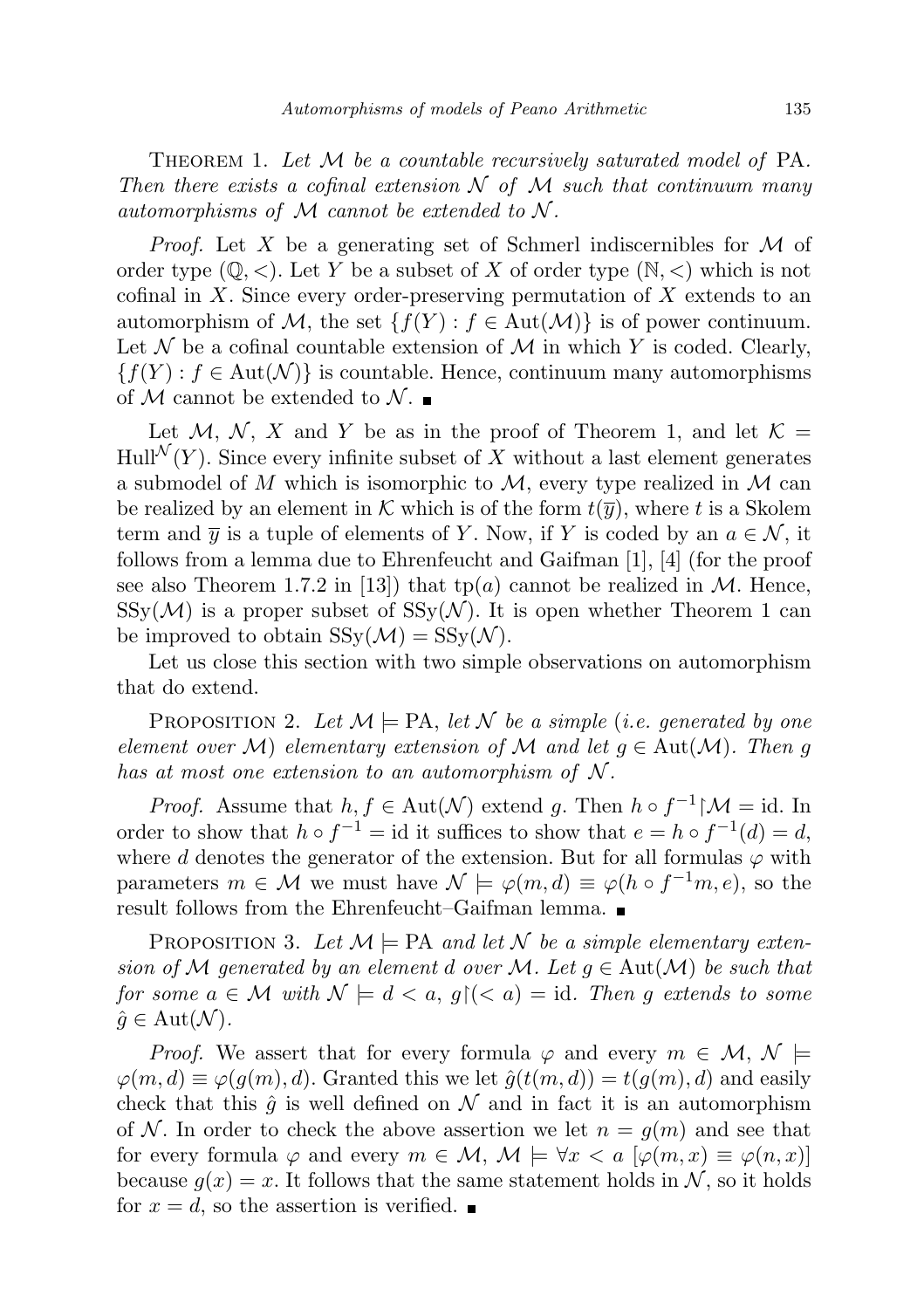Theorem 1. *Let $\mathcal{M}$ be a countable recursively saturated model of* PA. *Then there exists a cofinal extension $\mathcal{N}$ of $\mathcal{M}$ such that continuum many automorphisms of $\mathcal{M}$ cannot be extended to $\mathcal{N}$.*

*Proof.* Let $X$ be a generating set of Schmerl indiscernibles for $\mathcal{M}$ of order type $(\mathbb{Q},<)$. Let $Y$ be a subset of $X$ of order type $(\mathbb{N},<)$ which is not cofinal in $X$. Since every order-preserving permutation of $X$ extends to an automorphism of $\mathcal{M}$, the set $\{f(Y) : f \in \mathrm{Aut}(\mathcal{M})\}$ is of power continuum. Let $\mathcal{N}$ be a cofinal countable extension of $\mathcal{M}$ in which $Y$ is coded. Clearly, $\{f(Y) : f \in \mathrm{Aut}(\mathcal{N})\}$ is countable. Hence, continuum many automorphisms of $\mathcal{M}$ cannot be extended to $\mathcal{N}$. ■

Let $\mathcal{M}$, $\mathcal{N}$, $X$ and $Y$ be as in the proof of Theorem 1, and let $\mathcal{K} = \mathrm{Hull}^{\mathcal{N}}(Y)$. Since every infinite subset of $X$ without a last element generates a submodel of $M$ which is isomorphic to $\mathcal{M}$, every type realized in $\mathcal{M}$ can be realized by an element in $\mathcal{K}$ which is of the form $t(\overline{y})$, where $t$ is a Skolem term and $\overline{y}$ is a tuple of elements of $Y$. Now, if $Y$ is coded by an $a \in \mathcal{N}$, it follows from a lemma due to Ehrenfeucht and Gaifman [1], [4] (for the proof see also Theorem 1.7.2 in [13]) that $\mathrm{tp}(a)$ cannot be realized in $\mathcal{M}$. Hence, $\mathrm{SSy}(\mathcal{M})$ is a proper subset of $\mathrm{SSy}(\mathcal{N})$. It is open whether Theorem 1 can be improved to obtain $\mathrm{SSy}(\mathcal{M}) = \mathrm{SSy}(\mathcal{N})$.

Let us close this section with two simple observations on automorphism that do extend.

Proposition 2. *Let $\mathcal{M} \models$ PA, let $\mathcal{N}$ be a simple* (*i.e. generated by one element over $\mathcal{M}$*) *elementary extension of $\mathcal{M}$ and let $g \in \mathrm{Aut}(\mathcal{M})$. Then $g$ has at most one extension to an automorphism of $\mathcal{N}$.*

*Proof.* Assume that $h, f \in \mathrm{Aut}(\mathcal{N})$ extend $g$. Then $h \circ f^{-1}{\restriction}\mathcal{M} = \mathrm{id}$. In order to show that $h \circ f^{-1} = \mathrm{id}$ it suffices to show that $e = h \circ f^{-1}(d) = d$, where $d$ denotes the generator of the extension. But for all formulas $\varphi$ with parameters $m \in \mathcal{M}$ we must have $\mathcal{N} \models \varphi(m,d) \equiv \varphi(h \circ f^{-1}m, e)$, so the result follows from the Ehrenfeucht–Gaifman lemma. ■

Proposition 3. *Let $\mathcal{M} \models$ PA and let $\mathcal{N}$ be a simple elementary extension of $\mathcal{M}$ generated by an element $d$ over $\mathcal{M}$. Let $g \in \mathrm{Aut}(\mathcal{M})$ be such that for some $a \in \mathcal{M}$ with $\mathcal{N} \models d < a$, $g{\restriction}(<a) = \mathrm{id}$. Then $g$ extends to some $\hat{g} \in \mathrm{Aut}(\mathcal{N})$.*

*Proof.* We assert that for every formula $\varphi$ and every $m \in \mathcal{M}$, $\mathcal{N} \models \varphi(m,d) \equiv \varphi(g(m),d)$. Granted this we let $\hat{g}(t(m,d)) = t(g(m),d)$ and easily check that this $\hat{g}$ is well defined on $\mathcal{N}$ and in fact it is an automorphism of $\mathcal{N}$. In order to check the above assertion we let $n = g(m)$ and see that for every formula $\varphi$ and every $m \in \mathcal{M}$, $\mathcal{M} \models \forall x < a\ [\varphi(m,x) \equiv \varphi(n,x)]$ because $g(x) = x$. It follows that the same statement holds in $\mathcal{N}$, so it holds for $x = d$, so the assertion is verified. ■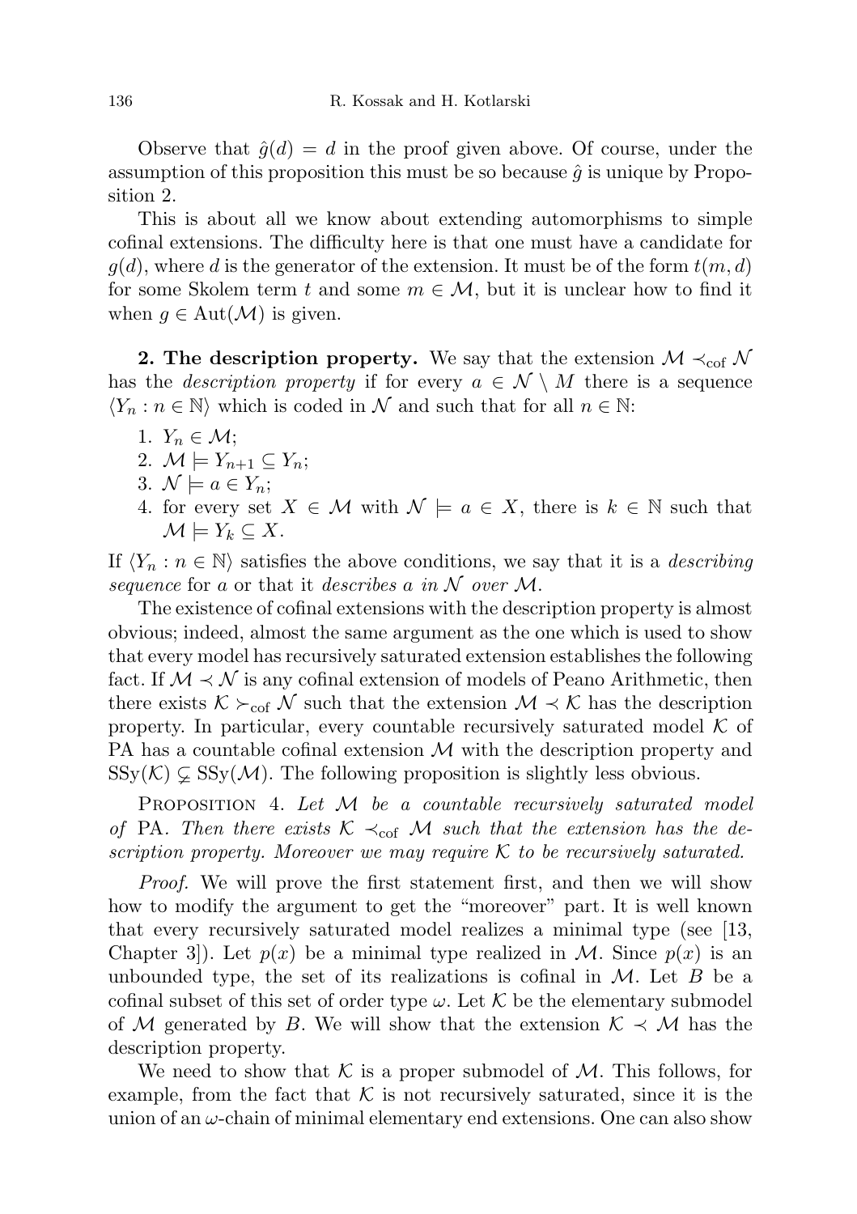Observe that $\hat{g}(d) = d$ in the proof given above. Of course, under the assumption of this proposition this must be so because $\hat{g}$ is unique by Proposition 2.

This is about all we know about extending automorphisms to simple cofinal extensions. The difficulty here is that one must have a candidate for $g(d)$, where $d$ is the generator of the extension. It must be of the form $t(m, d)$ for some Skolem term $t$ and some $m \in \mathcal{M}$, but it is unclear how to find it when $g \in \mathrm{Aut}(\mathcal{M})$ is given.

**2. The description property.** We say that the extension $\mathcal{M} \prec_{\mathrm{cof}} \mathcal{N}$ has the *description property* if for every $a \in \mathcal{N} \setminus M$ there is a sequence $\langle Y_n : n \in \mathbb{N} \rangle$ which is coded in $\mathcal{N}$ and such that for all $n \in \mathbb{N}$:

1. $Y_n \in \mathcal{M}$;
2. $\mathcal{M} \models Y_{n+1} \subseteq Y_n$;
3. $\mathcal{N} \models a \in Y_n$;
4. for every set $X \in \mathcal{M}$ with $\mathcal{N} \models a \in X$, there is $k \in \mathbb{N}$ such that $\mathcal{M} \models Y_k \subseteq X$.

If $\langle Y_n : n \in \mathbb{N} \rangle$ satisfies the above conditions, we say that it is a *describing sequence* for $a$ or that it *describes $a$ in $\mathcal{N}$ over $\mathcal{M}$.*

The existence of cofinal extensions with the description property is almost obvious; indeed, almost the same argument as the one which is used to show that every model has recursively saturated extension establishes the following fact. If $\mathcal{M} \prec \mathcal{N}$ is any cofinal extension of models of Peano Arithmetic, then there exists $\mathcal{K} \succ_{\mathrm{cof}} \mathcal{N}$ such that the extension $\mathcal{M} \prec \mathcal{K}$ has the description property. In particular, every countable recursively saturated model $\mathcal{K}$ of PA has a countable cofinal extension $\mathcal{M}$ with the description property and $\mathrm{SSy}(\mathcal{K}) \subsetneq \mathrm{SSy}(\mathcal{M})$. The following proposition is slightly less obvious.

Proposition 4. *Let $\mathcal{M}$ be a countable recursively saturated model of* PA. *Then there exists $\mathcal{K} \prec_{\mathrm{cof}} \mathcal{M}$ such that the extension has the description property. Moreover we may require $\mathcal{K}$ to be recursively saturated.*

*Proof.* We will prove the first statement first, and then we will show how to modify the argument to get the "moreover" part. It is well known that every recursively saturated model realizes a minimal type (see [13, Chapter 3]). Let $p(x)$ be a minimal type realized in $\mathcal{M}$. Since $p(x)$ is an unbounded type, the set of its realizations is cofinal in $\mathcal{M}$. Let $B$ be a cofinal subset of this set of order type $\omega$. Let $\mathcal{K}$ be the elementary submodel of $\mathcal{M}$ generated by $B$. We will show that the extension $\mathcal{K} \prec \mathcal{M}$ has the description property.

We need to show that $\mathcal{K}$ is a proper submodel of $\mathcal{M}$. This follows, for example, from the fact that $\mathcal{K}$ is not recursively saturated, since it is the union of an $\omega$-chain of minimal elementary end extensions. One can also show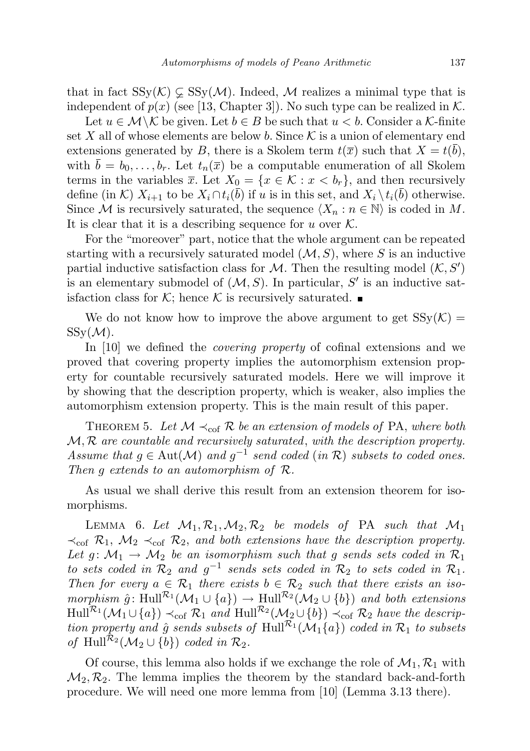that in fact $\mathrm{SSy}(\mathcal{K}) \subsetneq \mathrm{SSy}(\mathcal{M})$. Indeed, $\mathcal{M}$ realizes a minimal type that is independent of $p(x)$ (see [13, Chapter 3]). No such type can be realized in $\mathcal{K}$.

Let $u \in \mathcal{M}\setminus\mathcal{K}$ be given. Let $b \in B$ be such that $u < b$. Consider a $\mathcal{K}$-finite set $X$ all of whose elements are below $b$. Since $\mathcal{K}$ is a union of elementary end extensions generated by $B$, there is a Skolem term $t(\overline{x})$ such that $X = t(\overline{b})$, with $\overline{b} = b_0, \ldots, b_r$. Let $t_n(\overline{x})$ be a computable enumeration of all Skolem terms in the variables $\overline{x}$. Let $X_0 = \{x \in \mathcal{K} : x < b_r\}$, and then recursively define (in $\mathcal{K}$) $X_{i+1}$ to be $X_i \cap t_i(\overline{b})$ if $u$ is in this set, and $X_i \setminus t_i(\overline{b})$ otherwise. Since $\mathcal{M}$ is recursively saturated, the sequence $\langle X_n : n \in \mathbb{N}\rangle$ is coded in $M$. It is clear that it is a describing sequence for $u$ over $\mathcal{K}$.

For the "moreover" part, notice that the whole argument can be repeated starting with a recursively saturated model $(\mathcal{M}, S)$, where $S$ is an inductive partial inductive satisfaction class for $\mathcal{M}$. Then the resulting model $(\mathcal{K}, S')$ is an elementary submodel of $(\mathcal{M}, S)$. In particular, $S'$ is an inductive satisfaction class for $\mathcal{K}$; hence $\mathcal{K}$ is recursively saturated. ∎

We do not know how to improve the above argument to get $\mathrm{SSy}(\mathcal{K}) = \mathrm{SSy}(\mathcal{M})$.

In [10] we defined the *covering property* of cofinal extensions and we proved that covering property implies the automorphism extension property for countable recursively saturated models. Here we will improve it by showing that the description property, which is weaker, also implies the automorphism extension property. This is the main result of this paper.

THEOREM 5. *Let $\mathcal{M} \prec_{\mathrm{cof}} \mathcal{R}$ be an extension of models of* PA, *where both $\mathcal{M}, \mathcal{R}$ are countable and recursively saturated, with the description property. Assume that $g \in \mathrm{Aut}(\mathcal{M})$ and $g^{-1}$ send coded (in $\mathcal{R}$) subsets to coded ones. Then $g$ extends to an automorphism of $\mathcal{R}$.*

As usual we shall derive this result from an extension theorem for isomorphisms.

LEMMA 6. *Let $\mathcal{M}_1, \mathcal{R}_1, \mathcal{M}_2, \mathcal{R}_2$ be models of* PA *such that $\mathcal{M}_1 \prec_{\mathrm{cof}} \mathcal{R}_1$, $\mathcal{M}_2 \prec_{\mathrm{cof}} \mathcal{R}_2$, and both extensions have the description property. Let $g\colon \mathcal{M}_1 \to \mathcal{M}_2$ be an isomorphism such that $g$ sends sets coded in $\mathcal{R}_1$ to sets coded in $\mathcal{R}_2$ and $g^{-1}$ sends sets coded in $\mathcal{R}_2$ to sets coded in $\mathcal{R}_1$. Then for every $a \in \mathcal{R}_1$ there exists $b \in \mathcal{R}_2$ such that there exists an isomorphism $\hat{g}\colon \mathrm{Hull}^{\mathcal{R}_1}(\mathcal{M}_1 \cup \{a\}) \to \mathrm{Hull}^{\mathcal{R}_2}(\mathcal{M}_2 \cup \{b\})$ and both extensions $\mathrm{Hull}^{\mathcal{R}_1}(\mathcal{M}_1 \cup \{a\}) \prec_{\mathrm{cof}} \mathcal{R}_1$ and $\mathrm{Hull}^{\mathcal{R}_2}(\mathcal{M}_2 \cup \{b\}) \prec_{\mathrm{cof}} \mathcal{R}_2$ have the description property and $\hat{g}$ sends subsets of $\mathrm{Hull}^{\mathcal{R}_1}(\mathcal{M}_1\{a\})$ coded in $\mathcal{R}_1$ to subsets of $\mathrm{Hull}^{\mathcal{R}_2}(\mathcal{M}_2 \cup \{b\})$ coded in $\mathcal{R}_2$.*

Of course, this lemma also holds if we exchange the role of $\mathcal{M}_1, \mathcal{R}_1$ with $\mathcal{M}_2, \mathcal{R}_2$. The lemma implies the theorem by the standard back-and-forth procedure. We will need one more lemma from [10] (Lemma 3.13 there).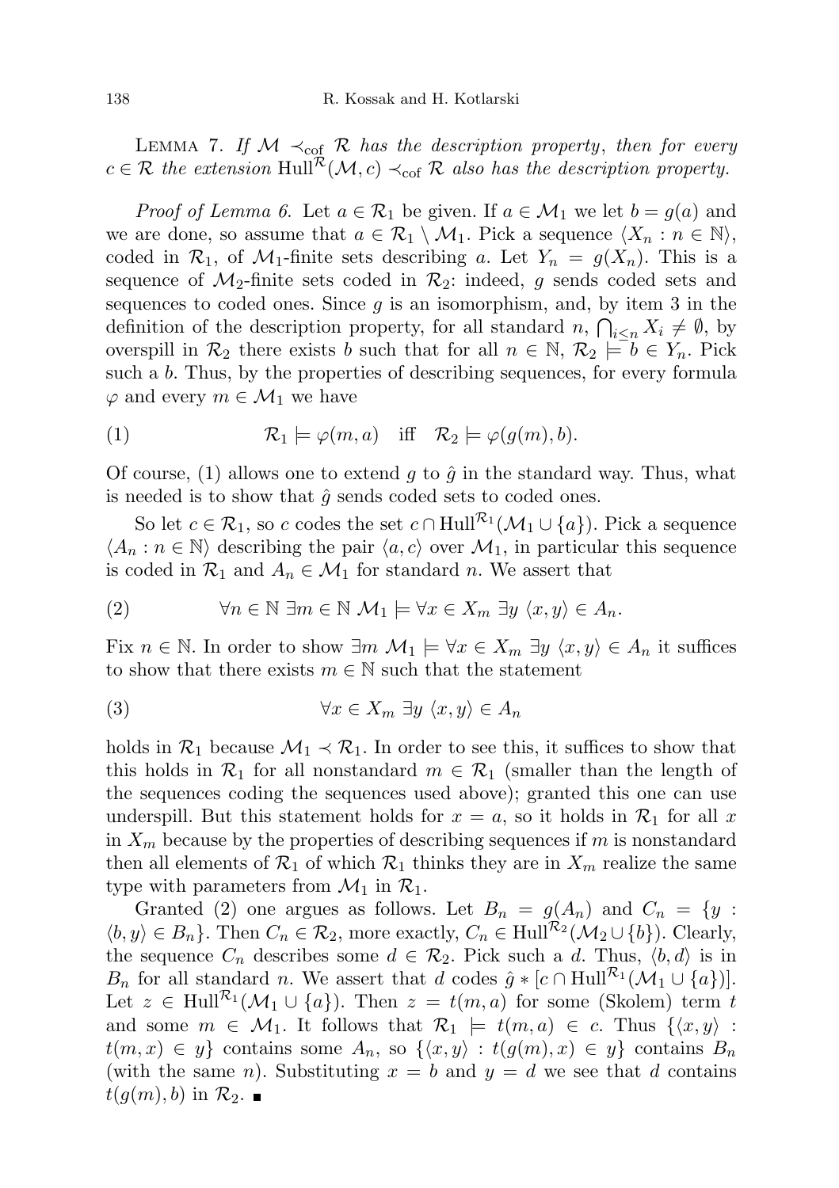LEMMA 7. *If $\mathcal{M} \prec_{\text{cof}} \mathcal{R}$ has the description property, then for every $c \in \mathcal{R}$ the extension $\text{Hull}^{\mathcal{R}}(\mathcal{M}, c) \prec_{\text{cof}} \mathcal{R}$ also has the description property.*

*Proof of Lemma 6.* Let $a \in \mathcal{R}_1$ be given. If $a \in \mathcal{M}_1$ we let $b = g(a)$ and we are done, so assume that $a \in \mathcal{R}_1 \setminus \mathcal{M}_1$. Pick a sequence $\langle X_n : n \in \mathbb{N} \rangle$, coded in $\mathcal{R}_1$, of $\mathcal{M}_1$-finite sets describing $a$. Let $Y_n = g(X_n)$. This is a sequence of $\mathcal{M}_2$-finite sets coded in $\mathcal{R}_2$: indeed, $g$ sends coded sets and sequences to coded ones. Since $g$ is an isomorphism, and, by item 3 in the definition of the description property, for all standard $n$, $\bigcap_{i \le n} X_i \neq \emptyset$, by overspill in $\mathcal{R}_2$ there exists $b$ such that for all $n \in \mathbb{N}$, $\mathcal{R}_2 \models b \in Y_n$. Pick such a $b$. Thus, by the properties of describing sequences, for every formula $\varphi$ and every $m \in \mathcal{M}_1$ we have

$$\mathcal{R}_1 \models \varphi(m, a) \quad \text{iff} \quad \mathcal{R}_2 \models \varphi(g(m), b). \tag{1}$$

Of course, (1) allows one to extend $g$ to $\hat{g}$ in the standard way. Thus, what is needed is to show that $\hat{g}$ sends coded sets to coded ones.

So let $c \in \mathcal{R}_1$, so $c$ codes the set $c \cap \text{Hull}^{\mathcal{R}_1}(\mathcal{M}_1 \cup \{a\})$. Pick a sequence $\langle A_n : n \in \mathbb{N} \rangle$ describing the pair $\langle a, c \rangle$ over $\mathcal{M}_1$, in particular this sequence is coded in $\mathcal{R}_1$ and $A_n \in \mathcal{M}_1$ for standard $n$. We assert that

$$\forall n \in \mathbb{N}\ \exists m \in \mathbb{N}\ \mathcal{M}_1 \models \forall x \in X_m\ \exists y\ \langle x, y \rangle \in A_n. \tag{2}$$

Fix $n \in \mathbb{N}$. In order to show $\exists m\ \mathcal{M}_1 \models \forall x \in X_m\ \exists y\ \langle x, y \rangle \in A_n$ it suffices to show that there exists $m \in \mathbb{N}$ such that the statement

$$\forall x \in X_m\ \exists y\ \langle x, y \rangle \in A_n \tag{3}$$

holds in $\mathcal{R}_1$ because $\mathcal{M}_1 \prec \mathcal{R}_1$. In order to see this, it suffices to show that this holds in $\mathcal{R}_1$ for all nonstandard $m \in \mathcal{R}_1$ (smaller than the length of the sequences coding the sequences used above); granted this one can use underspill. But this statement holds for $x = a$, so it holds in $\mathcal{R}_1$ for all $x$ in $X_m$ because by the properties of describing sequences if $m$ is nonstandard then all elements of $\mathcal{R}_1$ of which $\mathcal{R}_1$ thinks they are in $X_m$ realize the same type with parameters from $\mathcal{M}_1$ in $\mathcal{R}_1$.

Granted (2) one argues as follows. Let $B_n = g(A_n)$ and $C_n = \{y : \langle b, y \rangle \in B_n\}$. Then $C_n \in \mathcal{R}_2$, more exactly, $C_n \in \text{Hull}^{\mathcal{R}_2}(\mathcal{M}_2 \cup \{b\})$. Clearly, the sequence $C_n$ describes some $d \in \mathcal{R}_2$. Pick such a $d$. Thus, $\langle b, d \rangle$ is in $B_n$ for all standard $n$. We assert that $d$ codes $\hat{g} * [c \cap \text{Hull}^{\mathcal{R}_1}(\mathcal{M}_1 \cup \{a\})]$. Let $z \in \text{Hull}^{\mathcal{R}_1}(\mathcal{M}_1 \cup \{a\})$. Then $z = t(m, a)$ for some (Skolem) term $t$ and some $m \in \mathcal{M}_1$. It follows that $\mathcal{R}_1 \models t(m, a) \in c$. Thus $\{\langle x, y \rangle : t(m, x) \in y\}$ contains some $A_n$, so $\{\langle x, y \rangle : t(g(m), x) \in y\}$ contains $B_n$ (with the same $n$). Substituting $x = b$ and $y = d$ we see that $d$ contains $t(g(m), b)$ in $\mathcal{R}_2$. ∎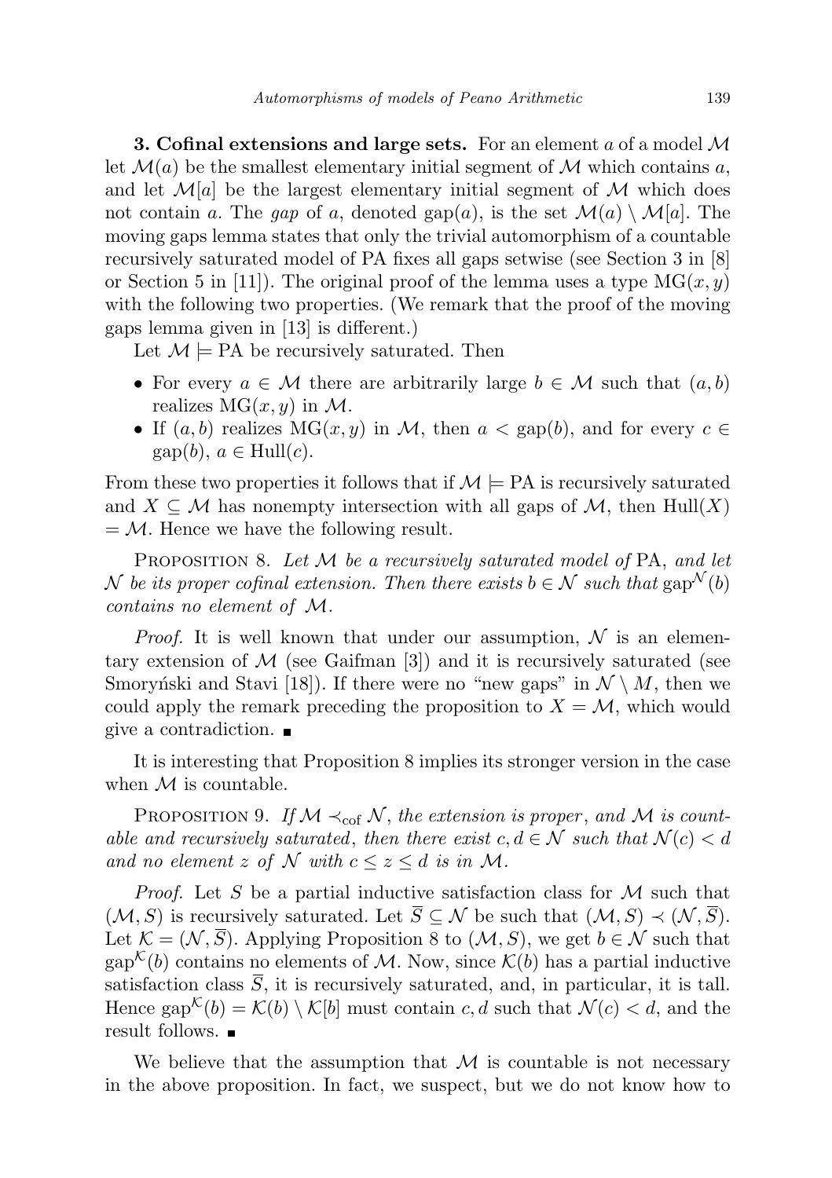**3. Cofinal extensions and large sets.** For an element $a$ of a model $\mathcal{M}$ let $\mathcal{M}(a)$ be the smallest elementary initial segment of $\mathcal{M}$ which contains $a$, and let $\mathcal{M}[a]$ be the largest elementary initial segment of $\mathcal{M}$ which does not contain $a$. The *gap* of $a$, denoted $\operatorname{gap}(a)$, is the set $\mathcal{M}(a) \setminus \mathcal{M}[a]$. The moving gaps lemma states that only the trivial automorphism of a countable recursively saturated model of PA fixes all gaps setwise (see Section 3 in [8] or Section 5 in [11]). The original proof of the lemma uses a type $\mathrm{MG}(x, y)$ with the following two properties. (We remark that the proof of the moving gaps lemma given in [13] is different.)

Let $\mathcal{M} \models \mathrm{PA}$ be recursively saturated. Then

- For every $a \in \mathcal{M}$ there are arbitrarily large $b \in \mathcal{M}$ such that $(a, b)$ realizes $\mathrm{MG}(x, y)$ in $\mathcal{M}$.
- If $(a, b)$ realizes $\mathrm{MG}(x, y)$ in $\mathcal{M}$, then $a < \operatorname{gap}(b)$, and for every $c \in \operatorname{gap}(b)$, $a \in \mathrm{Hull}(c)$.

From these two properties it follows that if $\mathcal{M} \models \mathrm{PA}$ is recursively saturated and $X \subseteq \mathcal{M}$ has nonempty intersection with all gaps of $\mathcal{M}$, then $\mathrm{Hull}(X) = \mathcal{M}$. Hence we have the following result.

Proposition 8. *Let $\mathcal{M}$ be a recursively saturated model of* PA, *and let $\mathcal{N}$ be its proper cofinal extension. Then there exists $b \in \mathcal{N}$ such that $\operatorname{gap}^{\mathcal{N}}(b)$ contains no element of $\mathcal{M}$.*

*Proof.* It is well known that under our assumption, $\mathcal{N}$ is an elementary extension of $\mathcal{M}$ (see Gaifman [3]) and it is recursively saturated (see Smoryński and Stavi [18]). If there were no "new gaps" in $\mathcal{N} \setminus M$, then we could apply the remark preceding the proposition to $X = \mathcal{M}$, which would give a contradiction. ∎

It is interesting that Proposition 8 implies its stronger version in the case when $\mathcal{M}$ is countable.

Proposition 9. *If $\mathcal{M} \prec_{\mathrm{cof}} \mathcal{N}$, the extension is proper, and $\mathcal{M}$ is countable and recursively saturated, then there exist $c, d \in \mathcal{N}$ such that $\mathcal{N}(c) < d$ and no element $z$ of $\mathcal{N}$ with $c \leq z \leq d$ is in $\mathcal{M}$.*

*Proof.* Let $S$ be a partial inductive satisfaction class for $\mathcal{M}$ such that $(\mathcal{M}, S)$ is recursively saturated. Let $\overline{S} \subseteq \mathcal{N}$ be such that $(\mathcal{M}, S) \prec (\mathcal{N}, \overline{S})$. Let $\mathcal{K} = (\mathcal{N}, \overline{S})$. Applying Proposition 8 to $(\mathcal{M}, S)$, we get $b \in \mathcal{N}$ such that $\operatorname{gap}^{\mathcal{K}}(b)$ contains no elements of $\mathcal{M}$. Now, since $\mathcal{K}(b)$ has a partial inductive satisfaction class $\overline{S}$, it is recursively saturated, and, in particular, it is tall. Hence $\operatorname{gap}^{\mathcal{K}}(b) = \mathcal{K}(b) \setminus \mathcal{K}[b]$ must contain $c, d$ such that $\mathcal{N}(c) < d$, and the result follows. ∎

We believe that the assumption that $\mathcal{M}$ is countable is not necessary in the above proposition. In fact, we suspect, but we do not know how to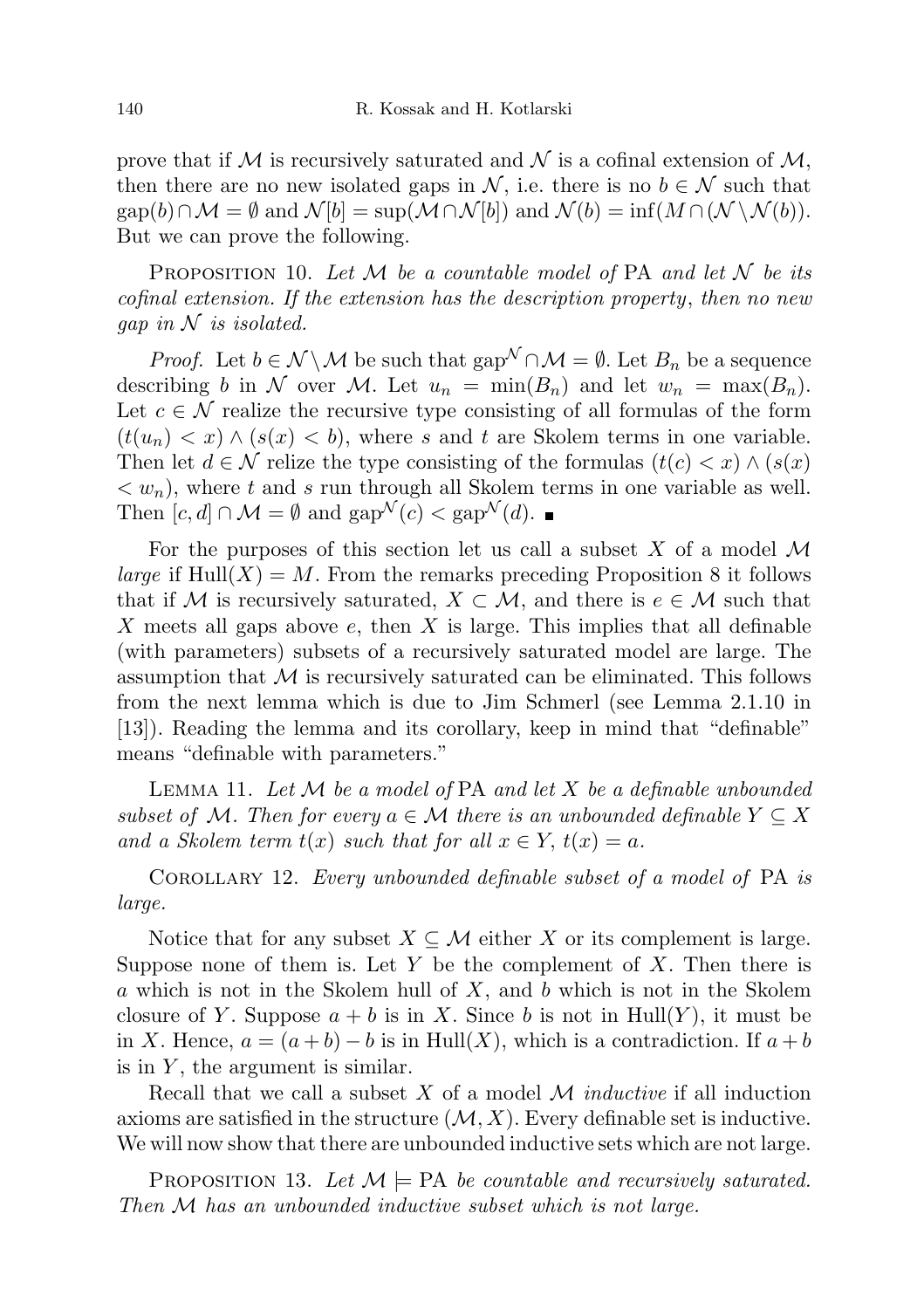prove that if $\mathcal{M}$ is recursively saturated and $\mathcal{N}$ is a cofinal extension of $\mathcal{M}$, then there are no new isolated gaps in $\mathcal{N}$, i.e. there is no $b \in \mathcal{N}$ such that $\mathrm{gap}(b) \cap \mathcal{M} = \emptyset$ and $\mathcal{N}[b] = \sup(\mathcal{M} \cap \mathcal{N}[b])$ and $\mathcal{N}(b) = \inf(M \cap (\mathcal{N} \setminus \mathcal{N}(b))$. But we can prove the following.

Proposition 10. *Let $\mathcal{M}$ be a countable model of* PA *and let $\mathcal{N}$ be its cofinal extension. If the extension has the description property, then no new gap in $\mathcal{N}$ is isolated.*

*Proof.* Let $b \in \mathcal{N} \setminus \mathcal{M}$ be such that $\mathrm{gap}^{\mathcal{N}} \cap \mathcal{M} = \emptyset$. Let $B_n$ be a sequence describing $b$ in $\mathcal{N}$ over $\mathcal{M}$. Let $u_n = \min(B_n)$ and let $w_n = \max(B_n)$. Let $c \in \mathcal{N}$ realize the recursive type consisting of all formulas of the form $(t(u_n) < x) \wedge (s(x) < b)$, where $s$ and $t$ are Skolem terms in one variable. Then let $d \in \mathcal{N}$ relize the type consisting of the formulas $(t(c) < x) \wedge (s(x) < w_n)$, where $t$ and $s$ run through all Skolem terms in one variable as well. Then $[c, d] \cap \mathcal{M} = \emptyset$ and $\mathrm{gap}^{\mathcal{N}}(c) < \mathrm{gap}^{\mathcal{N}}(d)$. ∎

For the purposes of this section let us call a subset $X$ of a model $\mathcal{M}$ *large* if $\mathrm{Hull}(X) = M$. From the remarks preceding Proposition 8 it follows that if $\mathcal{M}$ is recursively saturated, $X \subset \mathcal{M}$, and there is $e \in \mathcal{M}$ such that $X$ meets all gaps above $e$, then $X$ is large. This implies that all definable (with parameters) subsets of a recursively saturated model are large. The assumption that $\mathcal{M}$ is recursively saturated can be eliminated. This follows from the next lemma which is due to Jim Schmerl (see Lemma 2.1.10 in [13]). Reading the lemma and its corollary, keep in mind that "definable" means "definable with parameters."

Lemma 11. *Let $\mathcal{M}$ be a model of* PA *and let $X$ be a definable unbounded subset of $\mathcal{M}$. Then for every $a \in \mathcal{M}$ there is an unbounded definable $Y \subseteq X$ and a Skolem term $t(x)$ such that for all $x \in Y$, $t(x) = a$.*

Corollary 12. *Every unbounded definable subset of a model of* PA *is large.*

Notice that for any subset $X \subseteq \mathcal{M}$ either $X$ or its complement is large. Suppose none of them is. Let $Y$ be the complement of $X$. Then there is $a$ which is not in the Skolem hull of $X$, and $b$ which is not in the Skolem closure of $Y$. Suppose $a + b$ is in $X$. Since $b$ is not in $\mathrm{Hull}(Y)$, it must be in $X$. Hence, $a = (a + b) - b$ is in $\mathrm{Hull}(X)$, which is a contradiction. If $a + b$ is in $Y$, the argument is similar.

Recall that we call a subset $X$ of a model $\mathcal{M}$ *inductive* if all induction axioms are satisfied in the structure $(\mathcal{M}, X)$. Every definable set is inductive. We will now show that there are unbounded inductive sets which are not large.

Proposition 13. *Let $\mathcal{M} \models$ PA be countable and recursively saturated. Then $\mathcal{M}$ has an unbounded inductive subset which is not large.*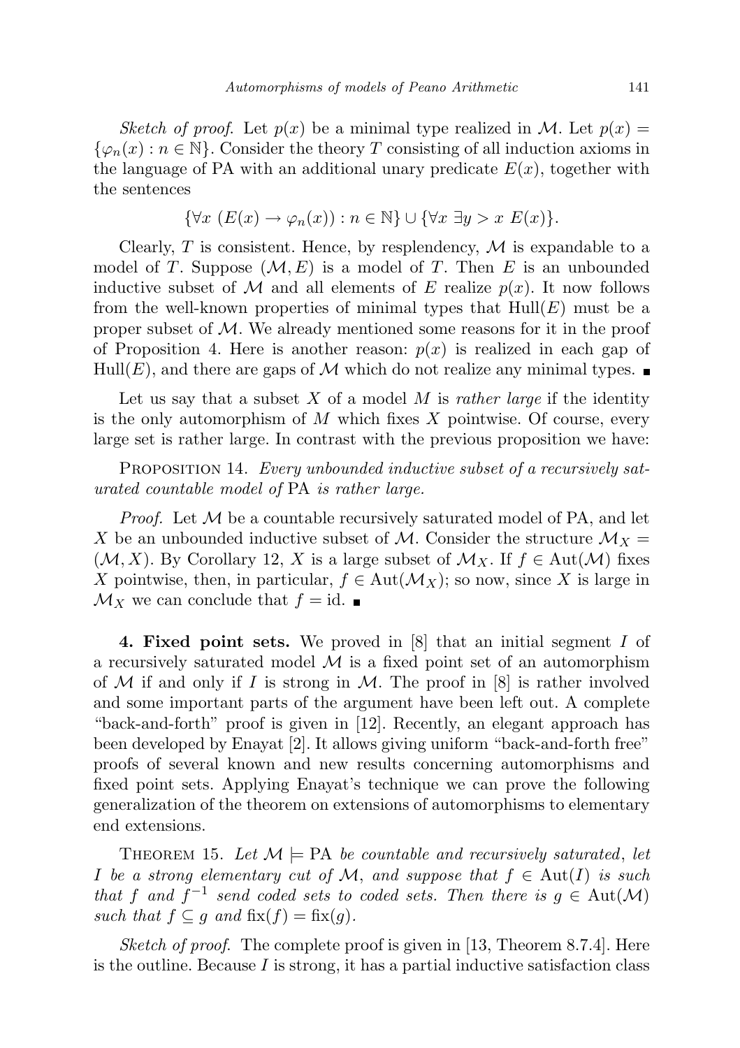*Sketch of proof.* Let $p(x)$ be a minimal type realized in $\mathcal{M}$. Let $p(x) = \{\varphi_n(x) : n \in \mathbb{N}\}$. Consider the theory $T$ consisting of all induction axioms in the language of PA with an additional unary predicate $E(x)$, together with the sentences

$$\{\forall x\ (E(x) \to \varphi_n(x)) : n \in \mathbb{N}\} \cup \{\forall x\ \exists y > x\ E(x)\}.$$

Clearly, $T$ is consistent. Hence, by resplendency, $\mathcal{M}$ is expandable to a model of $T$. Suppose $(\mathcal{M}, E)$ is a model of $T$. Then $E$ is an unbounded inductive subset of $\mathcal{M}$ and all elements of $E$ realize $p(x)$. It now follows from the well-known properties of minimal types that $\mathrm{Hull}(E)$ must be a proper subset of $\mathcal{M}$. We already mentioned some reasons for it in the proof of Proposition 4. Here is another reason: $p(x)$ is realized in each gap of $\mathrm{Hull}(E)$, and there are gaps of $\mathcal{M}$ which do not realize any minimal types. ∎

Let us say that a subset $X$ of a model $M$ is *rather large* if the identity is the only automorphism of $M$ which fixes $X$ pointwise. Of course, every large set is rather large. In contrast with the previous proposition we have:

Proposition 14. *Every unbounded inductive subset of a recursively saturated countable model of* PA *is rather large.*

*Proof.* Let $\mathcal{M}$ be a countable recursively saturated model of PA, and let $X$ be an unbounded inductive subset of $\mathcal{M}$. Consider the structure $\mathcal{M}_X = (\mathcal{M}, X)$. By Corollary 12, $X$ is a large subset of $\mathcal{M}_X$. If $f \in \mathrm{Aut}(\mathcal{M})$ fixes $X$ pointwise, then, in particular, $f \in \mathrm{Aut}(\mathcal{M}_X)$; so now, since $X$ is large in $\mathcal{M}_X$ we can conclude that $f = \mathrm{id}$. ∎

**4. Fixed point sets.** We proved in [8] that an initial segment $I$ of a recursively saturated model $\mathcal{M}$ is a fixed point set of an automorphism of $\mathcal{M}$ if and only if $I$ is strong in $\mathcal{M}$. The proof in [8] is rather involved and some important parts of the argument have been left out. A complete "back-and-forth" proof is given in [12]. Recently, an elegant approach has been developed by Enayat [2]. It allows giving uniform "back-and-forth free" proofs of several known and new results concerning automorphisms and fixed point sets. Applying Enayat's technique we can prove the following generalization of the theorem on extensions of automorphisms to elementary end extensions.

Theorem 15. *Let $\mathcal{M} \models$ PA be countable and recursively saturated, let $I$ be a strong elementary cut of $\mathcal{M}$, and suppose that $f \in \mathrm{Aut}(I)$ is such that $f$ and $f^{-1}$ send coded sets to coded sets. Then there is $g \in \mathrm{Aut}(\mathcal{M})$ such that $f \subseteq g$ and $\mathrm{fix}(f) = \mathrm{fix}(g)$.*

*Sketch of proof.* The complete proof is given in [13, Theorem 8.7.4]. Here is the outline. Because $I$ is strong, it has a partial inductive satisfaction class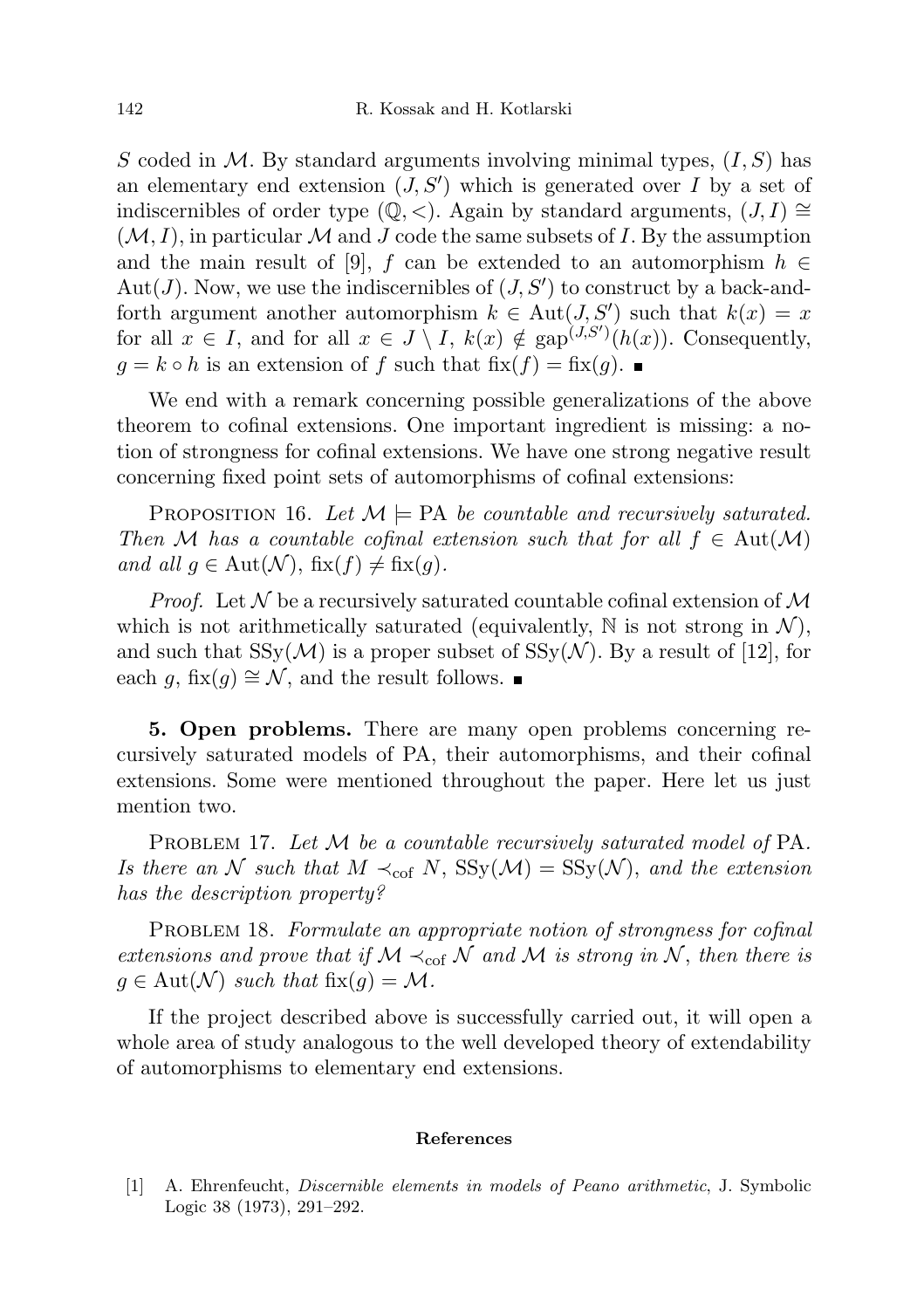$S$ coded in $\mathcal{M}$. By standard arguments involving minimal types, $(I,S)$ has an elementary end extension $(J,S')$ which is generated over $I$ by a set of indiscernibles of order type $(\mathbb{Q},<)$. Again by standard arguments, $(J,I)\cong(\mathcal{M},I)$, in particular $\mathcal{M}$ and $J$ code the same subsets of $I$. By the assumption and the main result of [9], $f$ can be extended to an automorphism $h\in\mathrm{Aut}(J)$. Now, we use the indiscernibles of $(J,S')$ to construct by a back-and-forth argument another automorphism $k\in\mathrm{Aut}(J,S')$ such that $k(x)=x$ for all $x\in I$, and for all $x\in J\setminus I$, $k(x)\notin\mathrm{gap}^{(J,S')}(h(x))$. Consequently, $g=k\circ h$ is an extension of $f$ such that $\mathrm{fix}(f)=\mathrm{fix}(g)$. ∎

We end with a remark concerning possible generalizations of the above theorem to cofinal extensions. One important ingredient is missing: a notion of strongness for cofinal extensions. We have one strong negative result concerning fixed point sets of automorphisms of cofinal extensions:

PROPOSITION 16. *Let $\mathcal{M}\models\mathrm{PA}$ be countable and recursively saturated. Then $\mathcal{M}$ has a countable cofinal extension such that for all $f\in\mathrm{Aut}(\mathcal{M})$ and all $g\in\mathrm{Aut}(\mathcal{N})$, $\mathrm{fix}(f)\neq\mathrm{fix}(g)$.*

*Proof.* Let $\mathcal{N}$ be a recursively saturated countable cofinal extension of $\mathcal{M}$ which is not arithmetically saturated (equivalently, $\mathbb{N}$ is not strong in $\mathcal{N}$), and such that $\mathrm{SSy}(\mathcal{M})$ is a proper subset of $\mathrm{SSy}(\mathcal{N})$. By a result of [12], for each $g$, $\mathrm{fix}(g)\cong\mathcal{N}$, and the result follows. ∎

**5. Open problems.** There are many open problems concerning recursively saturated models of PA, their automorphisms, and their cofinal extensions. Some were mentioned throughout the paper. Here let us just mention two.

PROBLEM 17. *Let $\mathcal{M}$ be a countable recursively saturated model of* PA. *Is there an $\mathcal{N}$ such that $M\prec_{\mathrm{cof}} N$, $\mathrm{SSy}(\mathcal{M})=\mathrm{SSy}(\mathcal{N})$, and the extension has the description property?*

PROBLEM 18. *Formulate an appropriate notion of strongness for cofinal extensions and prove that if $\mathcal{M}\prec_{\mathrm{cof}}\mathcal{N}$ and $\mathcal{M}$ is strong in $\mathcal{N}$, then there is $g\in\mathrm{Aut}(\mathcal{N})$ such that $\mathrm{fix}(g)=\mathcal{M}$.*

If the project described above is successfully carried out, it will open a whole area of study analogous to the well developed theory of extendability of automorphisms to elementary end extensions.

#### References

[1] A. Ehrenfeucht, *Discernible elements in models of Peano arithmetic*, J. Symbolic Logic 38 (1973), 291–292.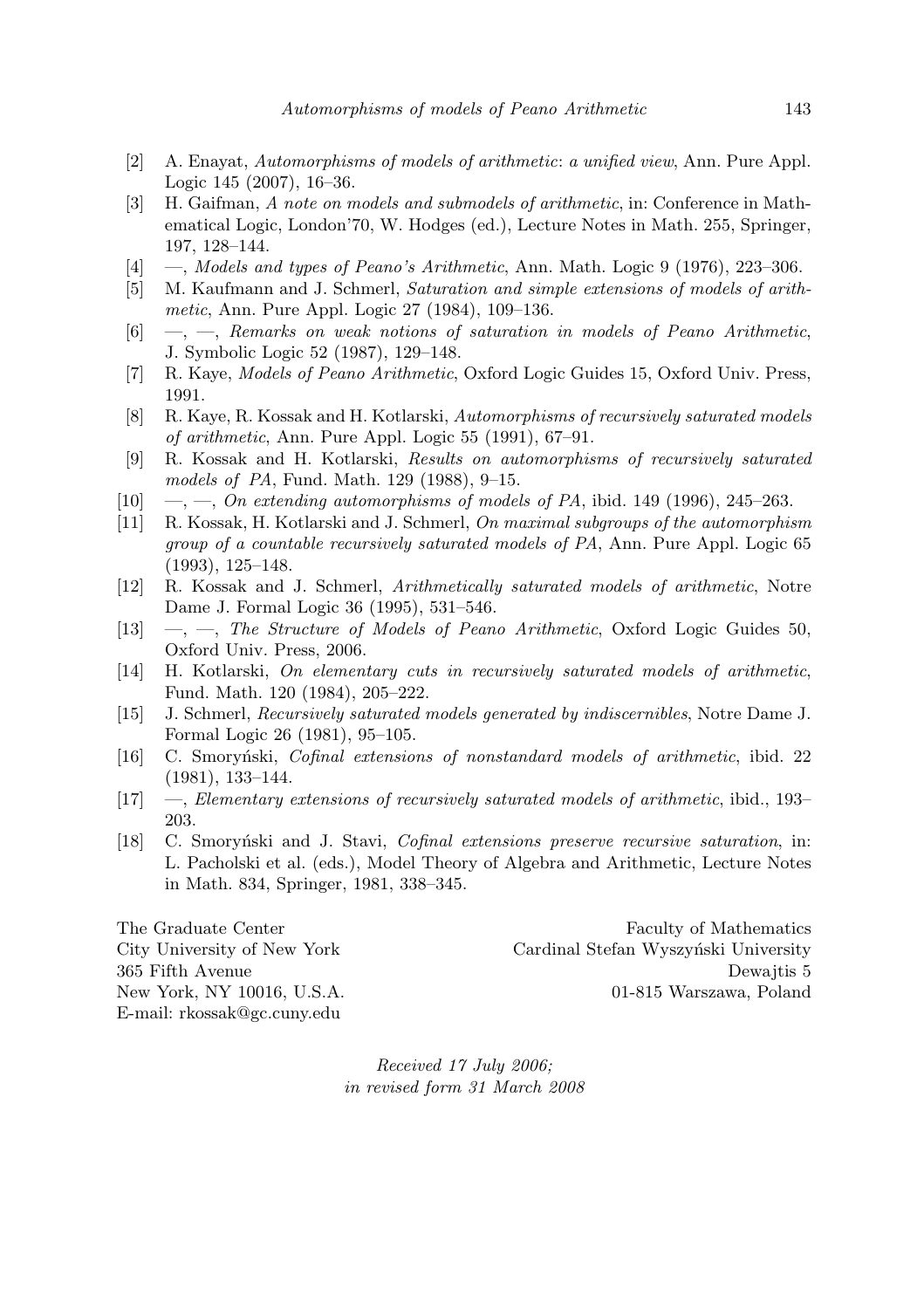[2] A. Enayat, *Automorphisms of models of arithmetic: a unified view*, Ann. Pure Appl. Logic 145 (2007), 16–36.

[3] H. Gaifman, *A note on models and submodels of arithmetic*, in: Conference in Mathematical Logic, London'70, W. Hodges (ed.), Lecture Notes in Math. 255, Springer, 197, 128–144.

[4] —, *Models and types of Peano's Arithmetic*, Ann. Math. Logic 9 (1976), 223–306.

[5] M. Kaufmann and J. Schmerl, *Saturation and simple extensions of models of arithmetic*, Ann. Pure Appl. Logic 27 (1984), 109–136.

[6] —, —, *Remarks on weak notions of saturation in models of Peano Arithmetic*, J. Symbolic Logic 52 (1987), 129–148.

[7] R. Kaye, *Models of Peano Arithmetic*, Oxford Logic Guides 15, Oxford Univ. Press, 1991.

[8] R. Kaye, R. Kossak and H. Kotlarski, *Automorphisms of recursively saturated models of arithmetic*, Ann. Pure Appl. Logic 55 (1991), 67–91.

[9] R. Kossak and H. Kotlarski, *Results on automorphisms of recursively saturated models of PA*, Fund. Math. 129 (1988), 9–15.

[10] —, —, *On extending automorphisms of models of PA*, ibid. 149 (1996), 245–263.

[11] R. Kossak, H. Kotlarski and J. Schmerl, *On maximal subgroups of the automorphism group of a countable recursively saturated models of PA*, Ann. Pure Appl. Logic 65 (1993), 125–148.

[12] R. Kossak and J. Schmerl, *Arithmetically saturated models of arithmetic*, Notre Dame J. Formal Logic 36 (1995), 531–546.

[13] —, —, *The Structure of Models of Peano Arithmetic*, Oxford Logic Guides 50, Oxford Univ. Press, 2006.

[14] H. Kotlarski, *On elementary cuts in recursively saturated models of arithmetic*, Fund. Math. 120 (1984), 205–222.

[15] J. Schmerl, *Recursively saturated models generated by indiscernibles*, Notre Dame J. Formal Logic 26 (1981), 95–105.

[16] C. Smoryński, *Cofinal extensions of nonstandard models of arithmetic*, ibid. 22 (1981), 133–144.

[17] —, *Elementary extensions of recursively saturated models of arithmetic*, ibid., 193–203.

[18] C. Smoryński and J. Stavi, *Cofinal extensions preserve recursive saturation*, in: L. Pacholski et al. (eds.), Model Theory of Algebra and Arithmetic, Lecture Notes in Math. 834, Springer, 1981, 338–345.

The Graduate Center
City University of New York
365 Fifth Avenue
New York, NY 10016, U.S.A.
E-mail: rkossak@gc.cuny.edu

Faculty of Mathematics
Cardinal Stefan Wyszyński University
Dewajtis 5
01-815 Warszawa, Poland

*Received 17 July 2006;*
*in revised form 31 March 2008*